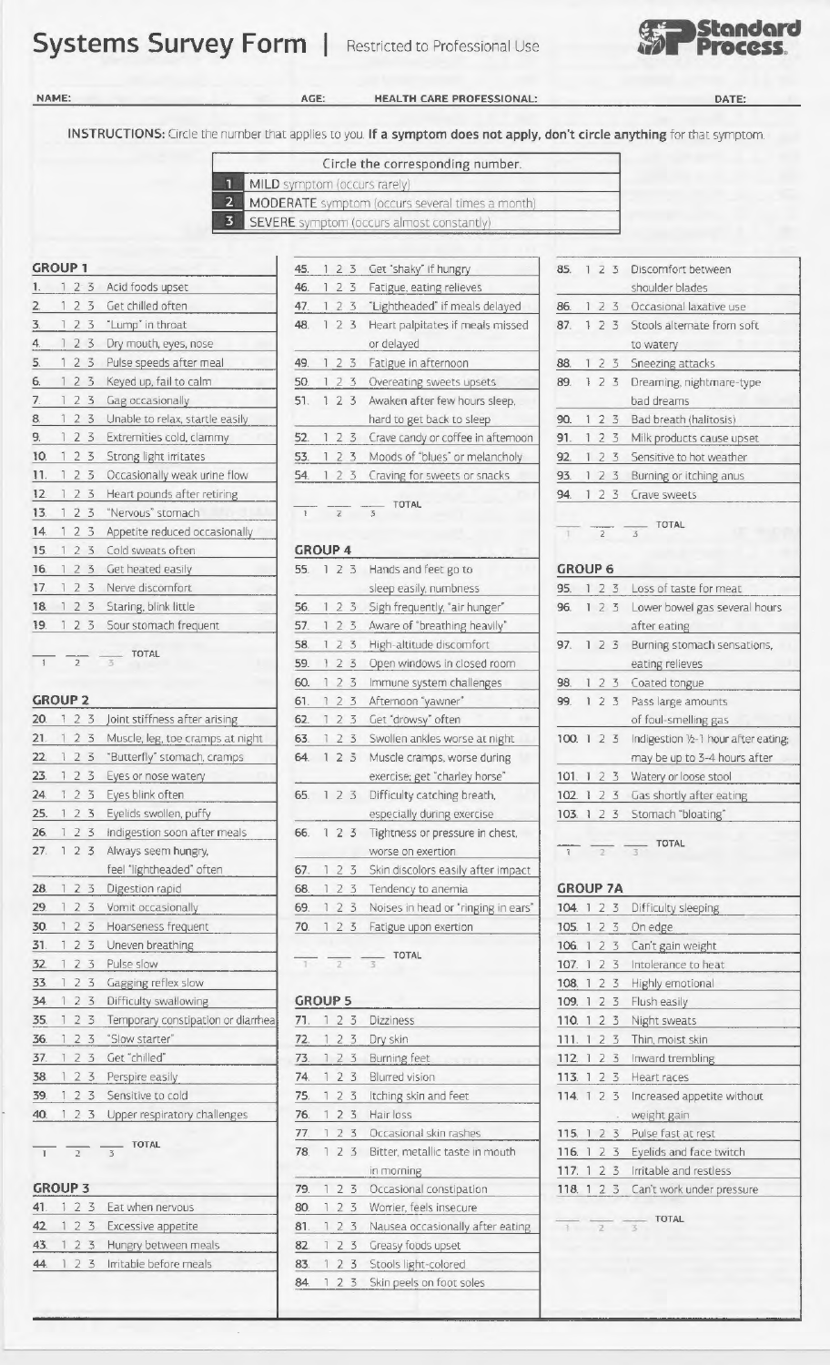# Systems Survey Form | Restricted to Professional Use

Standard Process.

**NAME:** **AGE:** **HEALTH CARE PROFESSIONAL:** **DATE:**

**INSTRUCTIONS:** Circle the number that applies to you. **If a symptom does not apply, don't circle anything** for that symptom.

| Circle the corresponding number. |
|---|
| **1** MILD symptom (occurs rarely) |
| **2** MODERATE symptom (occurs several times a month) |
| **3** SEVERE symptom (occurs almost constantly) |

## GROUP 1

1. 1 2 3 Acid foods upset
2. 1 2 3 Get chilled often
3. 1 2 3 "Lump" in throat
4. 1 2 3 Dry mouth, eyes, nose
5. 1 2 3 Pulse speeds after meal
6. 1 2 3 Keyed up, fail to calm
7. 1 2 3 Gag occasionally
8. 1 2 3 Unable to relax, startle easily
9. 1 2 3 Extremities cold, clammy
10. 1 2 3 Strong light irritates
11. 1 2 3 Occasionally weak urine flow
12. 1 2 3 Heart pounds after retiring
13. 1 2 3 "Nervous" stomach
14. 1 2 3 Appetite reduced occasionally
15. 1 2 3 Cold sweats often
16. 1 2 3 Get heated easily
17. 1 2 3 Nerve discomfort
18. 1 2 3 Staring, blink little
19. 1 2 3 Sour stomach frequent

___ 1 ___ 2 ___ 3 TOTAL

## GROUP 2

20. 1 2 3 Joint stiffness after arising
21. 1 2 3 Muscle, leg, toe cramps at night
22. 1 2 3 "Butterfly" stomach, cramps
23. 1 2 3 Eyes or nose watery
24. 1 2 3 Eyes blink often
25. 1 2 3 Eyelids swollen, puffy
26. 1 2 3 Indigestion soon after meals
27. 1 2 3 Always seem hungry, feel "lightheaded" often
28. 1 2 3 Digestion rapid
29. 1 2 3 Vomit occasionally
30. 1 2 3 Hoarseness frequent
31. 1 2 3 Uneven breathing
32. 1 2 3 Pulse slow
33. 1 2 3 Gagging reflex slow
34. 1 2 3 Difficulty swallowing
35. 1 2 3 Temporary constipation or diarrhea
36. 1 2 3 "Slow starter"
37. 1 2 3 Get "chilled"
38. 1 2 3 Perspire easily
39. 1 2 3 Sensitive to cold
40. 1 2 3 Upper respiratory challenges

___ 1 ___ 2 ___ 3 TOTAL

## GROUP 3

41. 1 2 3 Eat when nervous
42. 1 2 3 Excessive appetite
43. 1 2 3 Hungry between meals
44. 1 2 3 Irritable before meals
45. 1 2 3 Get "shaky" if hungry
46. 1 2 3 Fatigue, eating relieves
47. 1 2 3 "Lightheaded" if meals delayed
48. 1 2 3 Heart palpitates if meals missed or delayed
49. 1 2 3 Fatigue in afternoon
50. 1 2 3 Overeating sweets upsets
51. 1 2 3 Awaken after few hours sleep, hard to get back to sleep
52. 1 2 3 Crave candy or coffee in afternoon
53. 1 2 3 Moods of "blues" or melancholy
54. 1 2 3 Craving for sweets or snacks

___ 1 ___ 2 ___ 3 TOTAL

## GROUP 4

55. 1 2 3 Hands and feet go to sleep easily, numbness
56. 1 2 3 Sigh frequently, "air hunger"
57. 1 2 3 Aware of "breathing heavily"
58. 1 2 3 High-altitude discomfort
59. 1 2 3 Open windows in closed room
60. 1 2 3 Immune system challenges
61. 1 2 3 Afternoon "yawner"
62. 1 2 3 Get "drowsy" often
63. 1 2 3 Swollen ankles worse at night
64. 1 2 3 Muscle cramps, worse during exercise; get "charley horse"
65. 1 2 3 Difficulty catching breath, especially during exercise
66. 1 2 3 Tightness or pressure in chest, worse on exertion
67. 1 2 3 Skin discolors easily after impact
68. 1 2 3 Tendency to anemia
69. 1 2 3 Noises in head or "ringing in ears"
70. 1 2 3 Fatigue upon exertion

___ 1 ___ 2 ___ 3 TOTAL

## GROUP 5

71. 1 2 3 Dizziness
72. 1 2 3 Dry skin
73. 1 2 3 Burning feet
74. 1 2 3 Blurred vision
75. 1 2 3 Itching skin and feet
76. 1 2 3 Hair loss
77. 1 2 3 Occasional skin rashes
78. 1 2 3 Bitter, metallic taste in mouth in morning
79. 1 2 3 Occasional constipation
80. 1 2 3 Worrier, feels insecure
81. 1 2 3 Nausea occasionally after eating
82. 1 2 3 Greasy foods upset
83. 1 2 3 Stools light-colored
84. 1 2 3 Skin peels on foot soles
85. 1 2 3 Discomfort between shoulder blades
86. 1 2 3 Occasional laxative use
87. 1 2 3 Stools alternate from soft to watery
88. 1 2 3 Sneezing attacks
89. 1 2 3 Dreaming, nightmare-type bad dreams
90. 1 2 3 Bad breath (halitosis)
91. 1 2 3 Milk products cause upset
92. 1 2 3 Sensitive to hot weather
93. 1 2 3 Burning or itching anus
94. 1 2 3 Crave sweets

___ 1 ___ 2 ___ 3 TOTAL

## GROUP 6

95. 1 2 3 Loss of taste for meat
96. 1 2 3 Lower bowel gas several hours after eating
97. 1 2 3 Burning stomach sensations, eating relieves
98. 1 2 3 Coated tongue
99. 1 2 3 Pass large amounts of foul-smelling gas
100. 1 2 3 Indigestion ½-1 hour after eating; may be up to 3-4 hours after
101. 1 2 3 Watery or loose stool
102. 1 2 3 Gas shortly after eating
103. 1 2 3 Stomach "bloating"

___ 1 ___ 2 ___ 3 TOTAL

## GROUP 7A

104. 1 2 3 Difficulty sleeping
105. 1 2 3 On edge
106. 1 2 3 Can't gain weight
107. 1 2 3 Intolerance to heat
108. 1 2 3 Highly emotional
109. 1 2 3 Flush easily
110. 1 2 3 Night sweats
111. 1 2 3 Thin, moist skin
112. 1 2 3 Inward trembling
113. 1 2 3 Heart races
114. 1 2 3 Increased appetite without weight gain
115. 1 2 3 Pulse fast at rest
116. 1 2 3 Eyelids and face twitch
117. 1 2 3 Irritable and restless
118. 1 2 3 Can't work under pressure

___ 1 ___ 2 ___ 3 TOTAL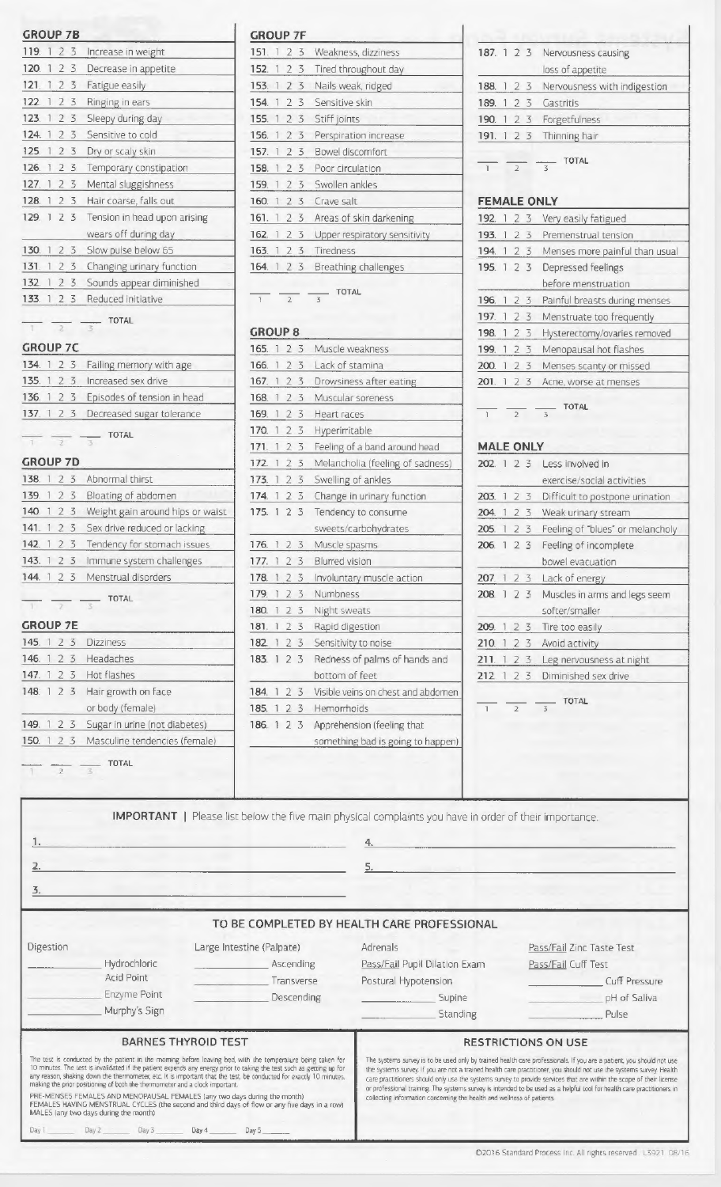## GROUP 7B

119. 1 2 3 Increase in weight
120. 1 2 3 Decrease in appetite
121. 1 2 3 Fatigue easily
122. 1 2 3 Ringing in ears
123. 1 2 3 Sleepy during day
124. 1 2 3 Sensitive to cold
125. 1 2 3 Dry or scaly skin
126. 1 2 3 Temporary constipation
127. 1 2 3 Mental sluggishness
128. 1 2 3 Hair coarse, falls out
129. 1 2 3 Tension in head upon arising wears off during day
130. 1 2 3 Slow pulse below 65
131. 1 2 3 Changing urinary function
132. 1 2 3 Sounds appear diminished
133. 1 2 3 Reduced initiative

___ ___ ___ TOTAL
1 2 3

## GROUP 7C

134. 1 2 3 Failing memory with age
135. 1 2 3 Increased sex drive
136. 1 2 3 Episodes of tension in head
137. 1 2 3 Decreased sugar tolerance

___ ___ ___ TOTAL
1 2 3

## GROUP 7D

138. 1 2 3 Abnormal thirst
139. 1 2 3 Bloating of abdomen
140. 1 2 3 Weight gain around hips or waist
141. 1 2 3 Sex drive reduced or lacking
142. 1 2 3 Tendency for stomach issues
143. 1 2 3 Immune system challenges
144. 1 2 3 Menstrual disorders

___ ___ ___ TOTAL
1 2 3

## GROUP 7E

145. 1 2 3 Dizziness
146. 1 2 3 Headaches
147. 1 2 3 Hot flashes
148. 1 2 3 Hair growth on face or body (female)
149. 1 2 3 Sugar in urine (not diabetes)
150. 1 2 3 Masculine tendencies (female)

___ ___ ___ TOTAL
1 2 3

## GROUP 7F

151. 1 2 3 Weakness, dizziness
152. 1 2 3 Tired throughout day
153. 1 2 3 Nails weak, ridged
154. 1 2 3 Sensitive skin
155. 1 2 3 Stiff joints
156. 1 2 3 Perspiration increase
157. 1 2 3 Bowel discomfort
158. 1 2 3 Poor circulation
159. 1 2 3 Swollen ankles
160. 1 2 3 Crave salt
161. 1 2 3 Areas of skin darkening
162. 1 2 3 Upper respiratory sensitivity
163. 1 2 3 Tiredness
164. 1 2 3 Breathing challenges

___ ___ ___ TOTAL
1 2 3

## GROUP 8

165. 1 2 3 Muscle weakness
166. 1 2 3 Lack of stamina
167. 1 2 3 Drowsiness after eating
168. 1 2 3 Muscular soreness
169. 1 2 3 Heart races
170. 1 2 3 Hyperirritable
171. 1 2 3 Feeling of a band around head
172. 1 2 3 Melancholia (feeling of sadness)
173. 1 2 3 Swelling of ankles
174. 1 2 3 Change in urinary function
175. 1 2 3 Tendency to consume sweets/carbohydrates
176. 1 2 3 Muscle spasms
177. 1 2 3 Blurred vision
178. 1 2 3 Involuntary muscle action
179. 1 2 3 Numbness
180. 1 2 3 Night sweats
181. 1 2 3 Rapid digestion
182. 1 2 3 Sensitivity to noise
183. 1 2 3 Redness of palms of hands and bottom of feet
184. 1 2 3 Visible veins on chest and abdomen
185. 1 2 3 Hemorrhoids
186. 1 2 3 Apprehension (feeling that something bad is going to happen)
187. 1 2 3 Nervousness causing loss of appetite
188. 1 2 3 Nervousness with indigestion
189. 1 2 3 Gastritis
190. 1 2 3 Forgetfulness
191. 1 2 3 Thinning hair

___ ___ ___ TOTAL
1 2 3

## FEMALE ONLY

192. 1 2 3 Very easily fatigued
193. 1 2 3 Premenstrual tension
194. 1 2 3 Menses more painful than usual
195. 1 2 3 Depressed feelings before menstruation
196. 1 2 3 Painful breasts during menses
197. 1 2 3 Menstruate too frequently
198. 1 2 3 Hysterectomy/ovaries removed
199. 1 2 3 Menopausal hot flashes
200. 1 2 3 Menses scanty or missed
201. 1 2 3 Acne, worse at menses

___ ___ ___ TOTAL
1 2 3

## MALE ONLY

202. 1 2 3 Less involved in exercise/social activities
203. 1 2 3 Difficult to postpone urination
204. 1 2 3 Weak urinary stream
205. 1 2 3 Feeling of "blues" or melancholy
206. 1 2 3 Feeling of incomplete bowel evacuation
207. 1 2 3 Lack of energy
208. 1 2 3 Muscles in arms and legs seem softer/smaller
209. 1 2 3 Tire too easily
210. 1 2 3 Avoid activity
211. 1 2 3 Leg nervousness at night
212. 1 2 3 Diminished sex drive

___ ___ ___ TOTAL
1 2 3

**IMPORTANT** | Please list below the five main physical complaints you have in order of their importance.

1. ______________________
2. ______________________
3. ______________________
4. ______________________
5. ______________________

## TO BE COMPLETED BY HEALTH CARE PROFESSIONAL

**Digestion**
______ Hydrochloric Acid Point
______ Enzyme Point
______ Murphy's Sign

**Large Intestine (Palpate)**
______ Ascending
______ Transverse
______ Descending

**Adrenals**
Pass/Fail Pupil Dilation Exam
Postural Hypotension
______ Supine
______ Standing

Pass/Fail Zinc Taste Test
Pass/Fail Cuff Test
______ Cuff Pressure
______ pH of Saliva
______ Pulse

### BARNES THYROID TEST

The test is conducted by the patient in the morning before leaving bed, with the temperature being taken for 10 minutes. The test is invalidated if the patient expends any energy prior to taking the test such as getting up for any reason, shaking down the thermometer, etc. It is important that the test be conducted for exactly 10 minutes, making the prior positioning of both the thermometer and a clock important.

PRE-MENSES FEMALES AND MENOPAUSAL FEMALES (any two days during the month)
FEMALES HAVING MENSTRUAL CYCLES (the second and third days of flow or any five days in a row)
MALES (any two days during the month)

Day 1 ______ Day 2 ______ Day 3 ______ Day 4 ______ Day 5 ______

### RESTRICTIONS ON USE

The systems survey is to be used only by trained health care professionals. If you are a patient, you should not use the systems survey. If you are not a trained health care practitioner, you should not use the systems survey. Health care practitioners should only use the systems survey to provide services that are within the scope of their license or professional training. The systems survey is intended to be used as a helpful tool for health care practitioners in collecting information concerning the health and wellness of patients.

©2016 Standard Process Inc. All rights reserved. L3921 08/16